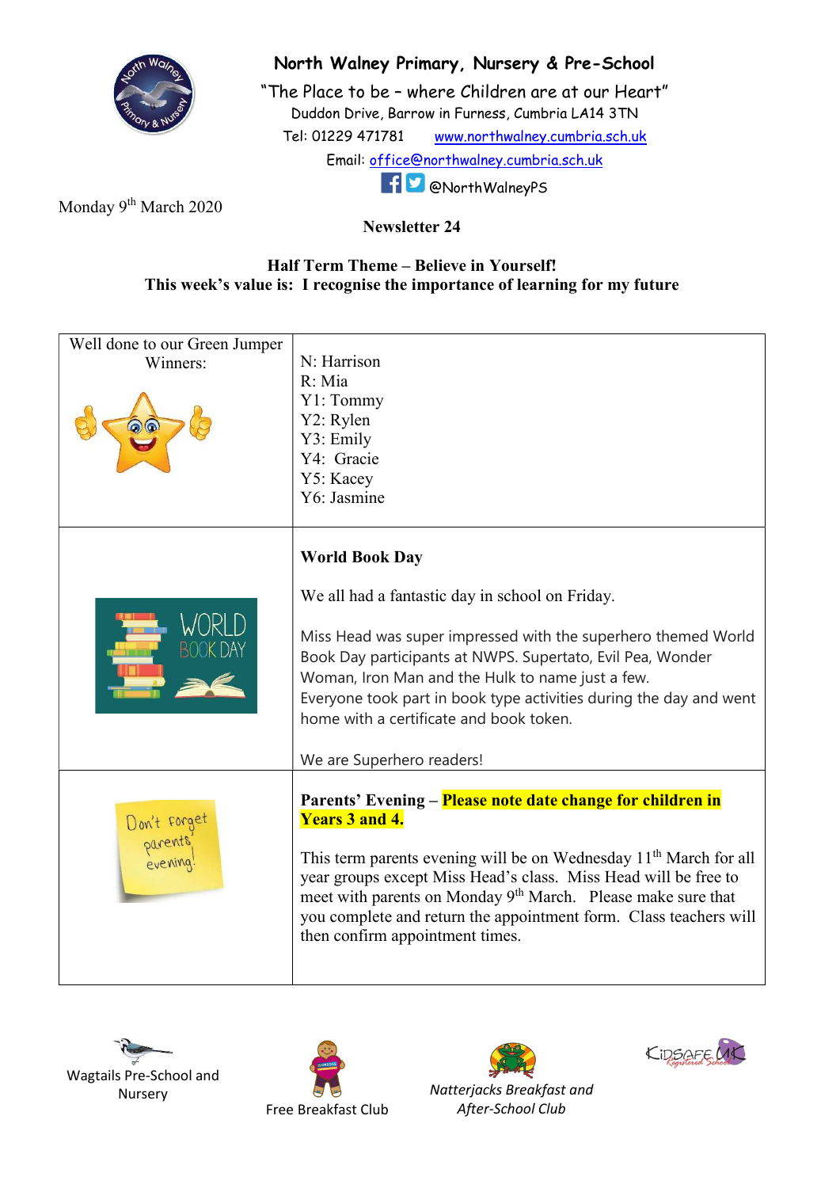# North Walney Primary, Nursery & Pre-School

"The Place to be – where Children are at our Heart"

Duddon Drive, Barrow in Furness, Cumbria LA14 3TN

Tel: 01229 471781 www.northwalney.cumbria.sch.uk

Email: office@northwalney.cumbria.sch.uk

@NorthWalneyPS

Monday 9th March 2020

**Newsletter 24**

**Half Term Theme – Believe in Yourself!**

**This week's value is: I recognise the importance of learning for my future**

| | |
|---|---|
| Well done to our Green Jumper Winners: | N: Harrison<br>R: Mia<br>Y1: Tommy<br>Y2: Rylen<br>Y3: Emily<br>Y4: Gracie<br>Y5: Kacey<br>Y6: Jasmine |
| | **World Book Day**<br><br>We all had a fantastic day in school on Friday.<br><br>Miss Head was super impressed with the superhero themed World Book Day participants at NWPS. Supertato, Evil Pea, Wonder Woman, Iron Man and the Hulk to name just a few.<br>Everyone took part in book type activities during the day and went home with a certificate and book token.<br><br>We are Superhero readers! |
| | **Parents' Evening – Please note date change for children in Years 3 and 4.**<br><br>This term parents evening will be on Wednesday 11th March for all year groups except Miss Head's class. Miss Head will be free to meet with parents on Monday 9th March. Please make sure that you complete and return the appointment form. Class teachers will then confirm appointment times. |

Wagtails Pre-School and Nursery

Free Breakfast Club

*Natterjacks Breakfast and After-School Club*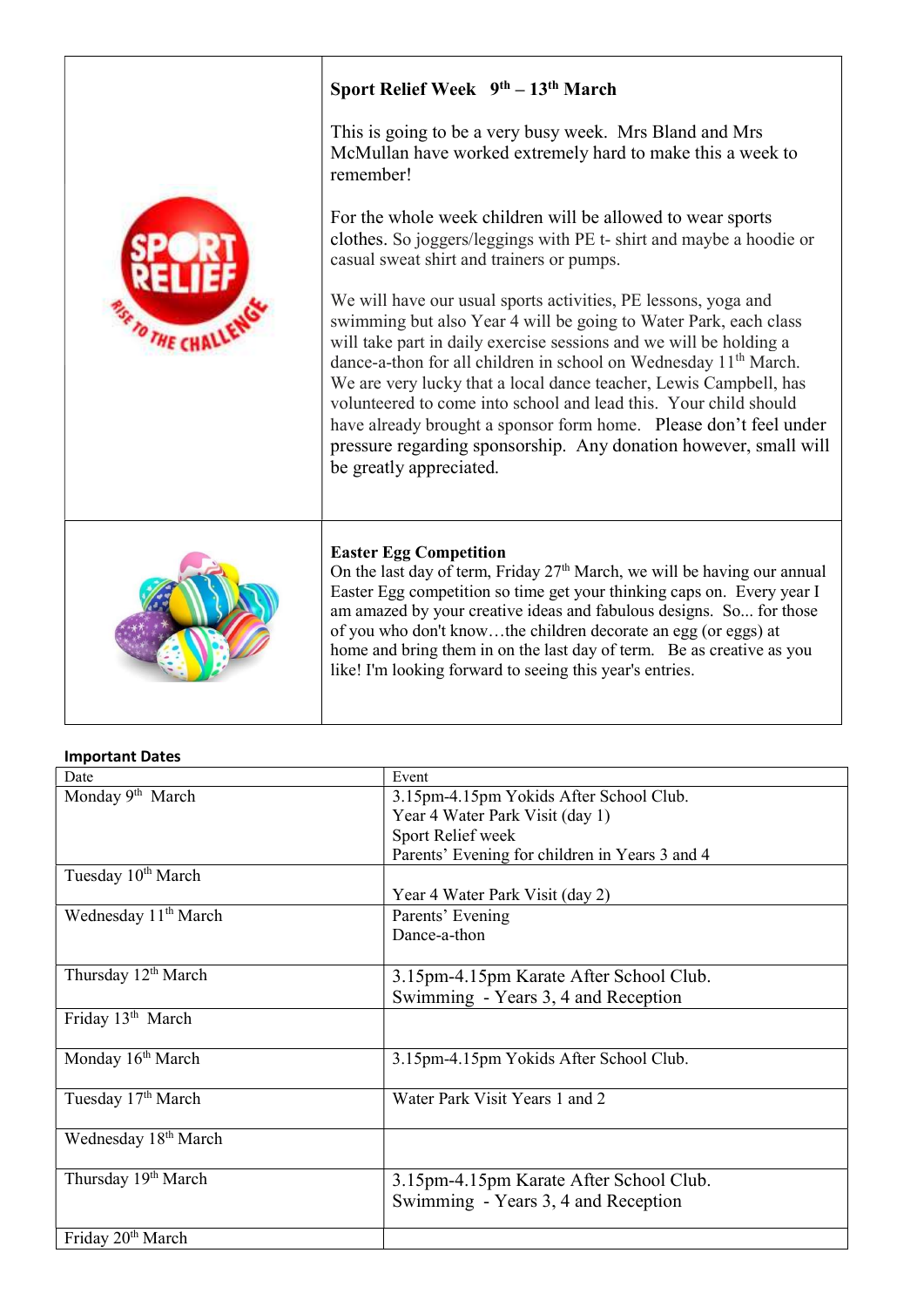## Sport Relief Week 9th – 13th March

This is going to be a very busy week. Mrs Bland and Mrs McMullan have worked extremely hard to make this a week to remember!

For the whole week children will be allowed to wear sports clothes. So joggers/leggings with PE t- shirt and maybe a hoodie or casual sweat shirt and trainers or pumps.

We will have our usual sports activities, PE lessons, yoga and swimming but also Year 4 will be going to Water Park, each class will take part in daily exercise sessions and we will be holding a dance-a-thon for all children in school on Wednesday 11th March. We are very lucky that a local dance teacher, Lewis Campbell, has volunteered to come into school and lead this. Your child should have already brought a sponsor form home. Please don't feel under pressure regarding sponsorship. Any donation however, small will be greatly appreciated.

## Easter Egg Competition

On the last day of term, Friday 27th March, we will be having our annual Easter Egg competition so time get your thinking caps on. Every year I am amazed by your creative ideas and fabulous designs. So... for those of you who don't know…the children decorate an egg (or eggs) at home and bring them in on the last day of term. Be as creative as you like! I'm looking forward to seeing this year's entries.

### Important Dates

| Date | Event |
|---|---|
| Monday 9th March | 3.15pm-4.15pm Yokids After School Club.<br>Year 4 Water Park Visit (day 1)<br>Sport Relief week<br>Parents' Evening for children in Years 3 and 4 |
| Tuesday 10th March | Year 4 Water Park Visit (day 2) |
| Wednesday 11th March | Parents' Evening<br>Dance-a-thon |
| Thursday 12th March | 3.15pm-4.15pm Karate After School Club.<br>Swimming - Years 3, 4 and Reception |
| Friday 13th March | |
| Monday 16th March | 3.15pm-4.15pm Yokids After School Club. |
| Tuesday 17th March | Water Park Visit Years 1 and 2 |
| Wednesday 18th March | |
| Thursday 19th March | 3.15pm-4.15pm Karate After School Club.<br>Swimming - Years 3, 4 and Reception |
| Friday 20th March | |